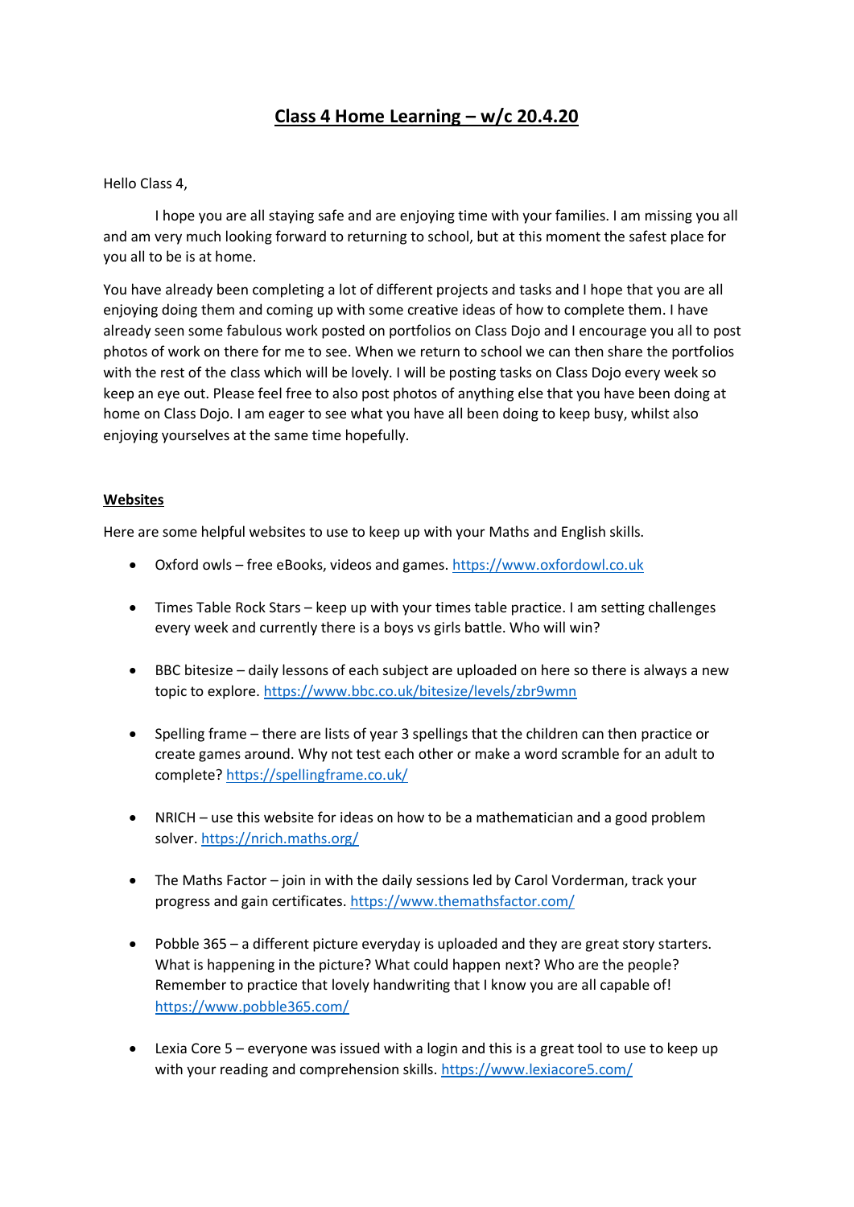# Class 4 Home Learning – w/c 20.4.20

Hello Class 4,

I hope you are all staying safe and are enjoying time with your families. I am missing you all and am very much looking forward to returning to school, but at this moment the safest place for you all to be is at home.

You have already been completing a lot of different projects and tasks and I hope that you are all enjoying doing them and coming up with some creative ideas of how to complete them. I have already seen some fabulous work posted on portfolios on Class Dojo and I encourage you all to post photos of work on there for me to see. When we return to school we can then share the portfolios with the rest of the class which will be lovely. I will be posting tasks on Class Dojo every week so keep an eye out. Please feel free to also post photos of anything else that you have been doing at home on Class Dojo. I am eager to see what you have all been doing to keep busy, whilst also enjoying yourselves at the same time hopefully.

## Websites

Here are some helpful websites to use to keep up with your Maths and English skills.

- Oxford owls – free eBooks, videos and games. https://www.oxfordowl.co.uk
- Times Table Rock Stars – keep up with your times table practice. I am setting challenges every week and currently there is a boys vs girls battle. Who will win?
- BBC bitesize – daily lessons of each subject are uploaded on here so there is always a new topic to explore. https://www.bbc.co.uk/bitesize/levels/zbr9wmn
- Spelling frame – there are lists of year 3 spellings that the children can then practice or create games around. Why not test each other or make a word scramble for an adult to complete? https://spellingframe.co.uk/
- NRICH – use this website for ideas on how to be a mathematician and a good problem solver. https://nrich.maths.org/
- The Maths Factor – join in with the daily sessions led by Carol Vorderman, track your progress and gain certificates. https://www.themathsfactor.com/
- Pobble 365 – a different picture everyday is uploaded and they are great story starters. What is happening in the picture? What could happen next? Who are the people? Remember to practice that lovely handwriting that I know you are all capable of! https://www.pobble365.com/
- Lexia Core 5 – everyone was issued with a login and this is a great tool to use to keep up with your reading and comprehension skills. https://www.lexiacore5.com/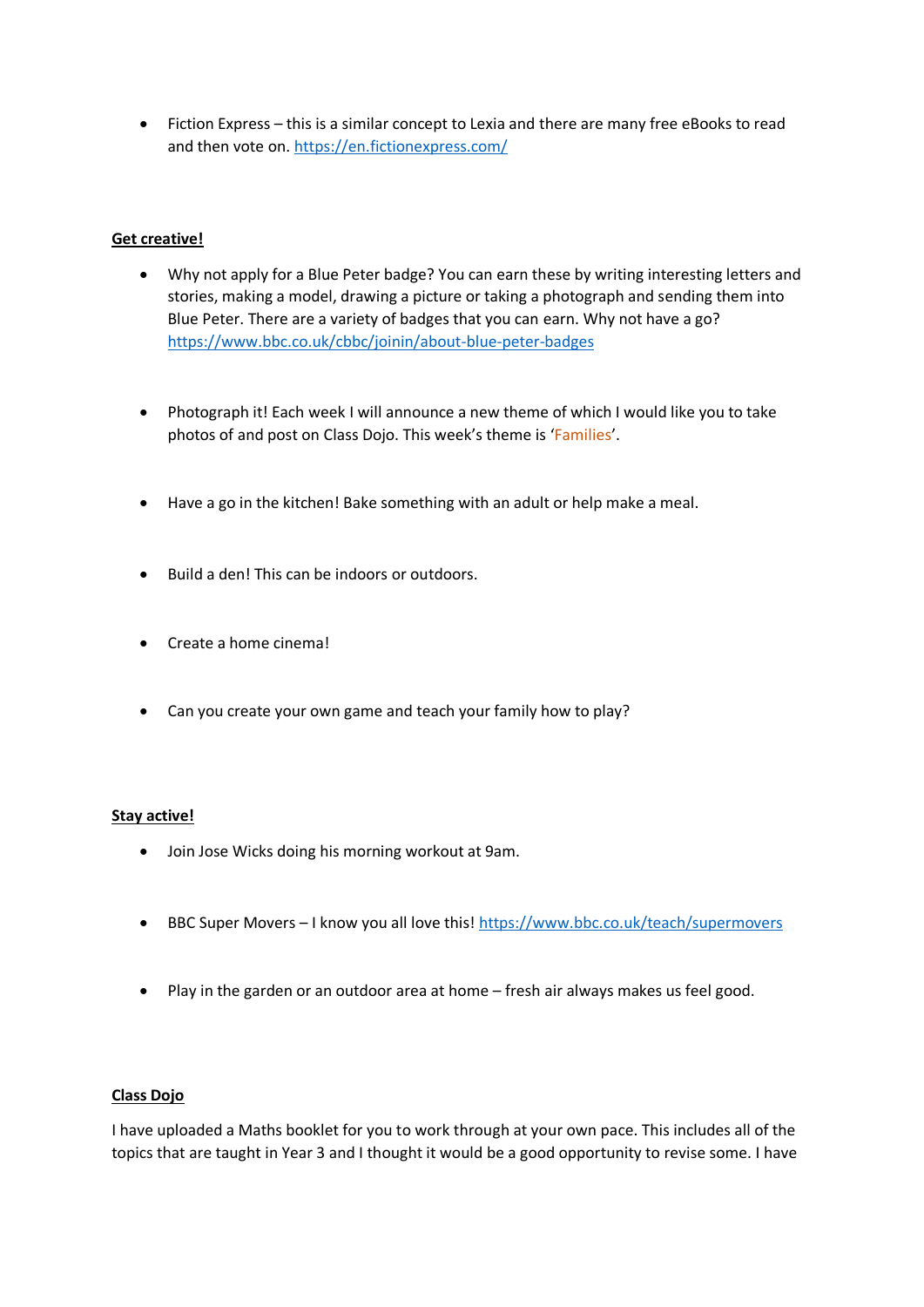- Fiction Express – this is a similar concept to Lexia and there are many free eBooks to read and then vote on. https://en.fictionexpress.com/

**Get creative!**

- Why not apply for a Blue Peter badge? You can earn these by writing interesting letters and stories, making a model, drawing a picture or taking a photograph and sending them into Blue Peter. There are a variety of badges that you can earn. Why not have a go? https://www.bbc.co.uk/cbbc/joinin/about-blue-peter-badges

- Photograph it! Each week I will announce a new theme of which I would like you to take photos of and post on Class Dojo. This week's theme is 'Families'.

- Have a go in the kitchen! Bake something with an adult or help make a meal.

- Build a den! This can be indoors or outdoors.

- Create a home cinema!

- Can you create your own game and teach your family how to play?

**Stay active!**

- Join Jose Wicks doing his morning workout at 9am.

- BBC Super Movers – I know you all love this! https://www.bbc.co.uk/teach/supermovers

- Play in the garden or an outdoor area at home – fresh air always makes us feel good.

**Class Dojo**

I have uploaded a Maths booklet for you to work through at your own pace. This includes all of the topics that are taught in Year 3 and I thought it would be a good opportunity to revise some. I have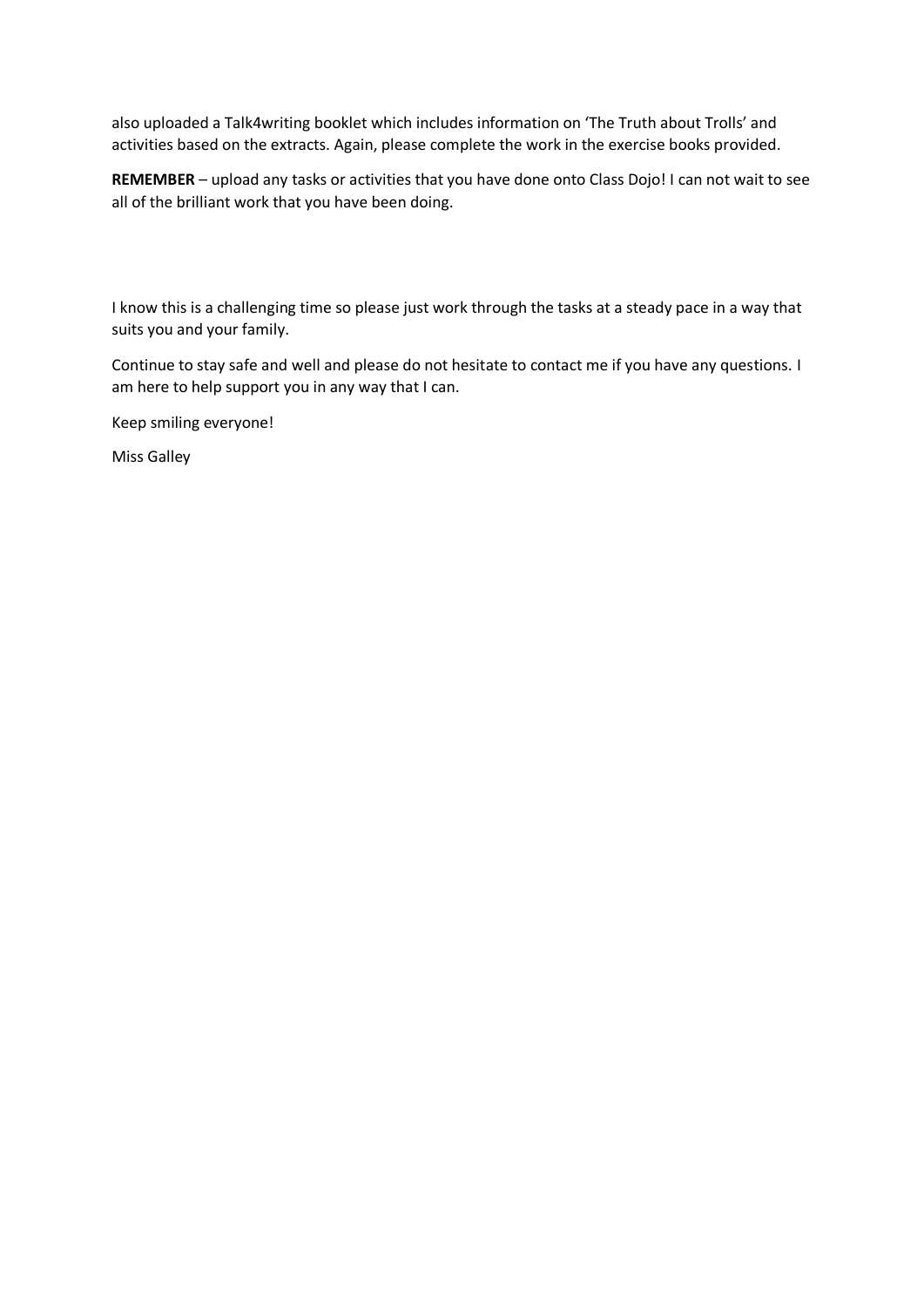also uploaded a Talk4writing booklet which includes information on 'The Truth about Trolls' and activities based on the extracts. Again, please complete the work in the exercise books provided.

**REMEMBER** – upload any tasks or activities that you have done onto Class Dojo! I can not wait to see all of the brilliant work that you have been doing.

I know this is a challenging time so please just work through the tasks at a steady pace in a way that suits you and your family.

Continue to stay safe and well and please do not hesitate to contact me if you have any questions. I am here to help support you in any way that I can.

Keep smiling everyone!

Miss Galley